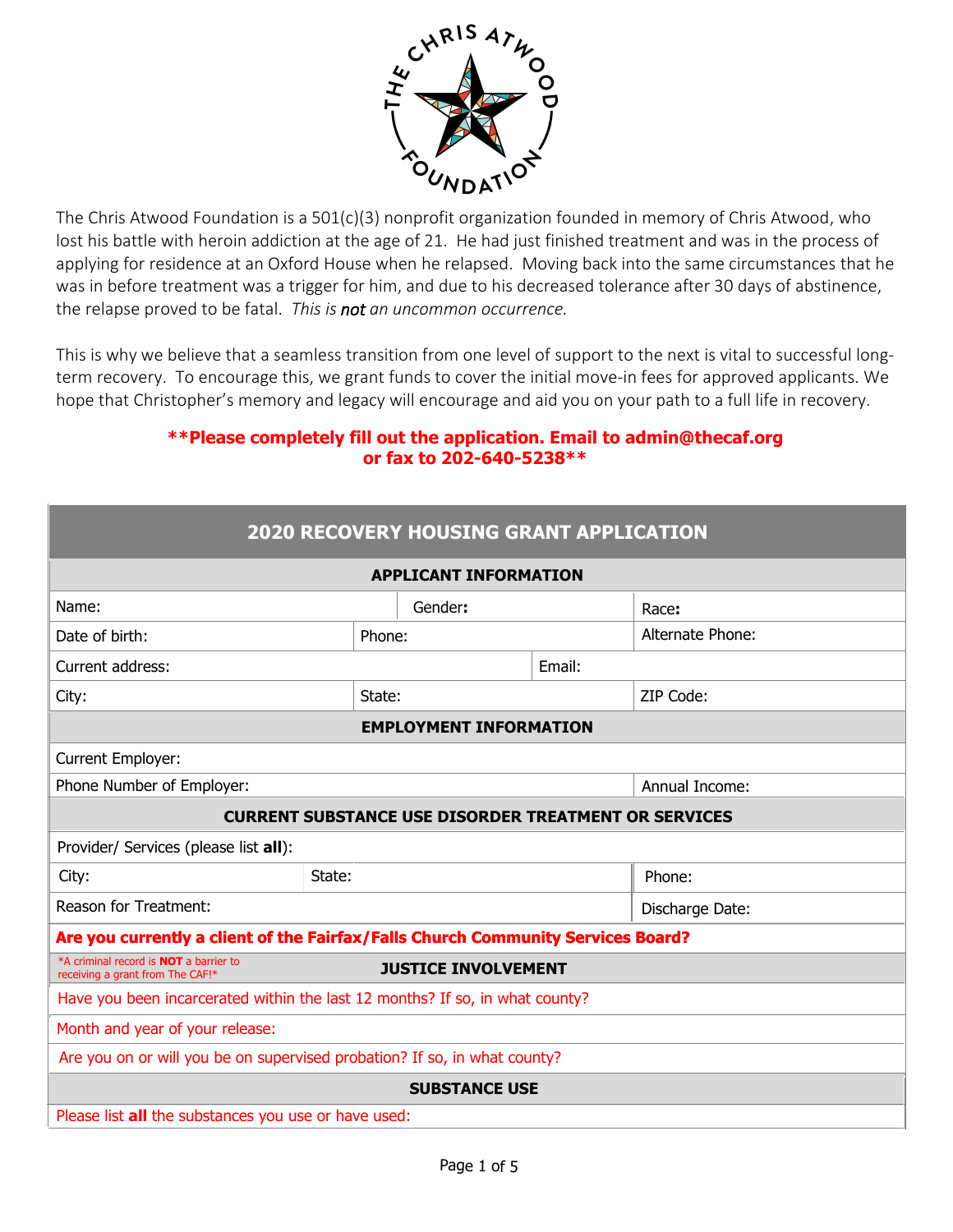The Chris Atwood Foundation is a 501(c)(3) nonprofit organization founded in memory of Chris Atwood, who lost his battle with heroin addiction at the age of 21. He had just finished treatment and was in the process of applying for residence at an Oxford House when he relapsed. Moving back into the same circumstances that he was in before treatment was a trigger for him, and due to his decreased tolerance after 30 days of abstinence, the relapse proved to be fatal. *This is **not** an uncommon occurrence.*

This is why we believe that a seamless transition from one level of support to the next is vital to successful long-term recovery. To encourage this, we grant funds to cover the initial move-in fees for approved applicants. We hope that Christopher's memory and legacy will encourage and aid you on your path to a full life in recovery.

**\*\*Please completely fill out the application. Email to admin@thecaf.org or fax to 202-640-5238\*\***

## 2020 RECOVERY HOUSING GRANT APPLICATION

| **APPLICANT INFORMATION** | | |
|---|---|---|
| Name: | Gender**:** | Race**:** |
| Date of birth: | Phone: | Alternate Phone: |
| Current address: | Email: | |
| City: | State: | ZIP Code: |
| **EMPLOYMENT INFORMATION** | | |
| Current Employer: | | |
| Phone Number of Employer: | | Annual Income: |
| **CURRENT SUBSTANCE USE DISORDER TREATMENT OR SERVICES** | | |
| Provider/ Services (please list **all**): | | |
| City: | State: | Phone: |
| Reason for Treatment: | | Discharge Date: |
| **Are you currently a client of the Fairfax/Falls Church Community Services Board?** | | |
| \*A criminal record is **NOT** a barrier to receiving a grant from The CAF!\* **JUSTICE INVOLVEMENT** | | |
| Have you been incarcerated within the last 12 months? If so, in what county? | | |
| Month and year of your release: | | |
| Are you on or will you be on supervised probation? If so, in what county? | | |
| **SUBSTANCE USE** | | |
| Please list **all** the substances you use or have used: | | |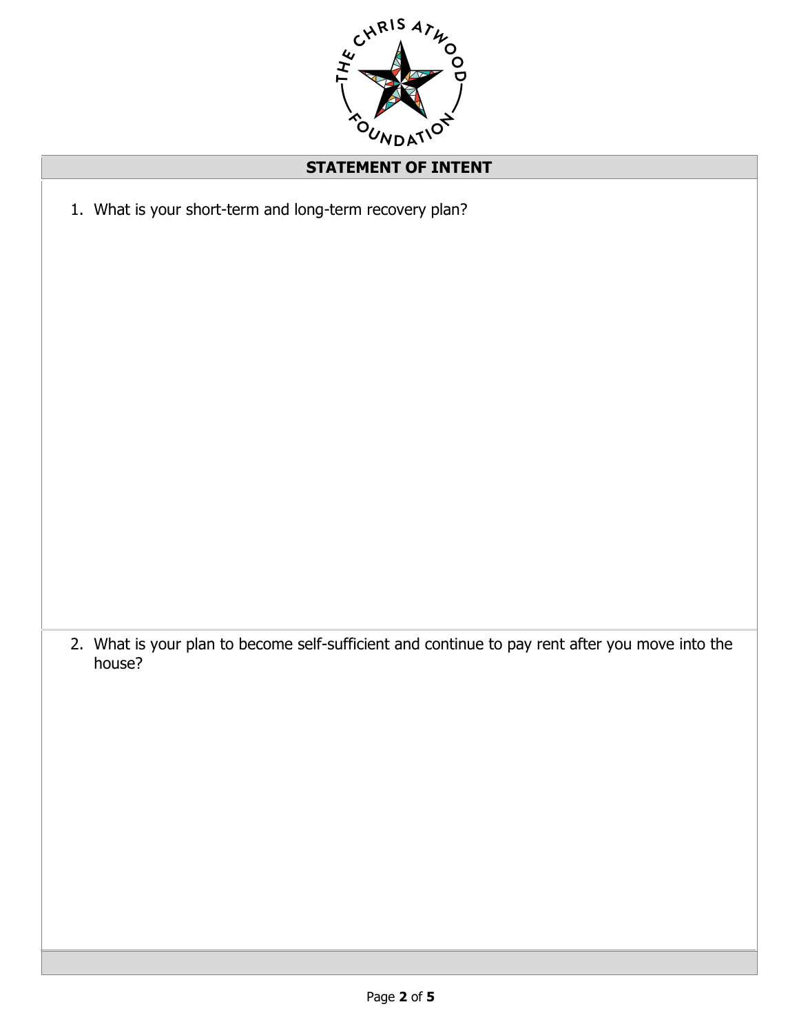## STATEMENT OF INTENT

1. What is your short-term and long-term recovery plan?

2. What is your plan to become self-sufficient and continue to pay rent after you move into the house?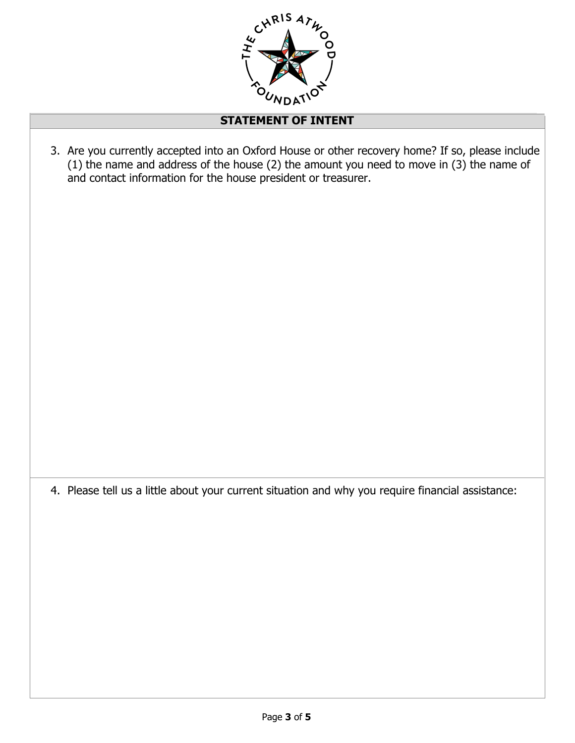## STATEMENT OF INTENT

3. Are you currently accepted into an Oxford House or other recovery home? If so, please include (1) the name and address of the house (2) the amount you need to move in (3) the name of and contact information for the house president or treasurer.

4. Please tell us a little about your current situation and why you require financial assistance: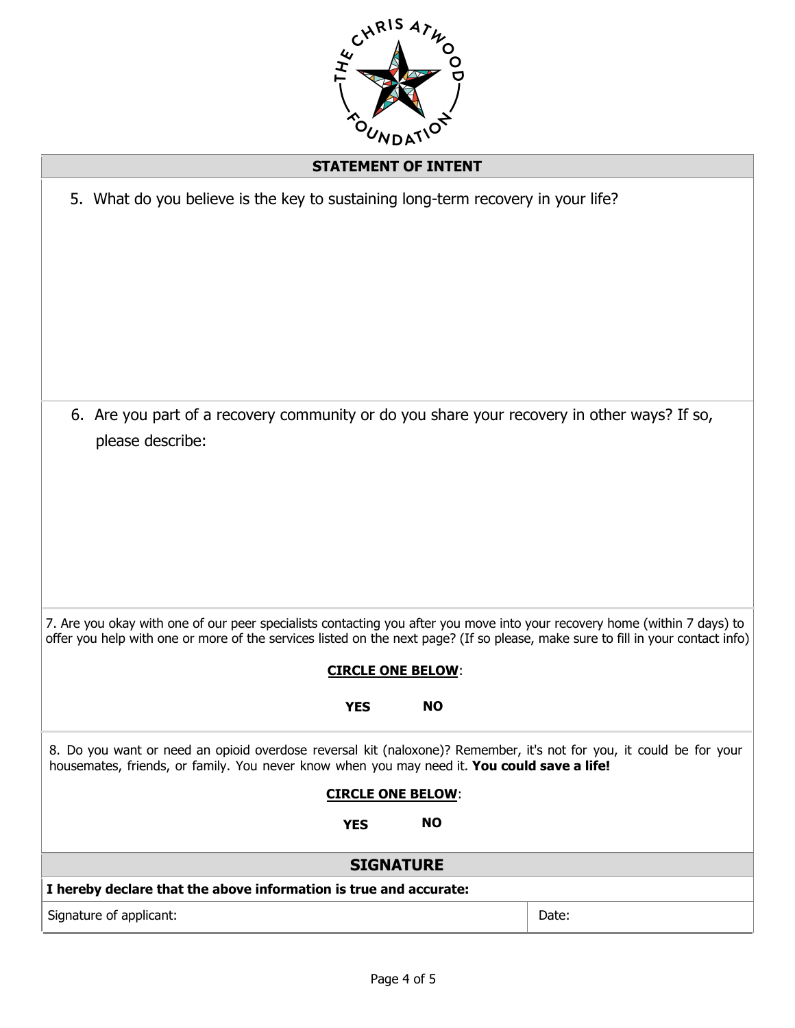THE CHRIS ATWOOD FOUNDATION

## STATEMENT OF INTENT

5. What do you believe is the key to sustaining long-term recovery in your life?

6. Are you part of a recovery community or do you share your recovery in other ways? If so, please describe:

7. Are you okay with one of our peer specialists contacting you after you move into your recovery home (within 7 days) to offer you help with one or more of the services listed on the next page? (If so please, make sure to fill in your contact info)

**CIRCLE ONE BELOW**:

**YES** **NO**

8. Do you want or need an opioid overdose reversal kit (naloxone)? Remember, it's not for you, it could be for your housemates, friends, or family. You never know when you may need it. **You could save a life!**

**CIRCLE ONE BELOW**:

**YES** **NO**

## SIGNATURE

**I hereby declare that the above information is true and accurate:**

| Signature of applicant: | Date: |
| --- | --- |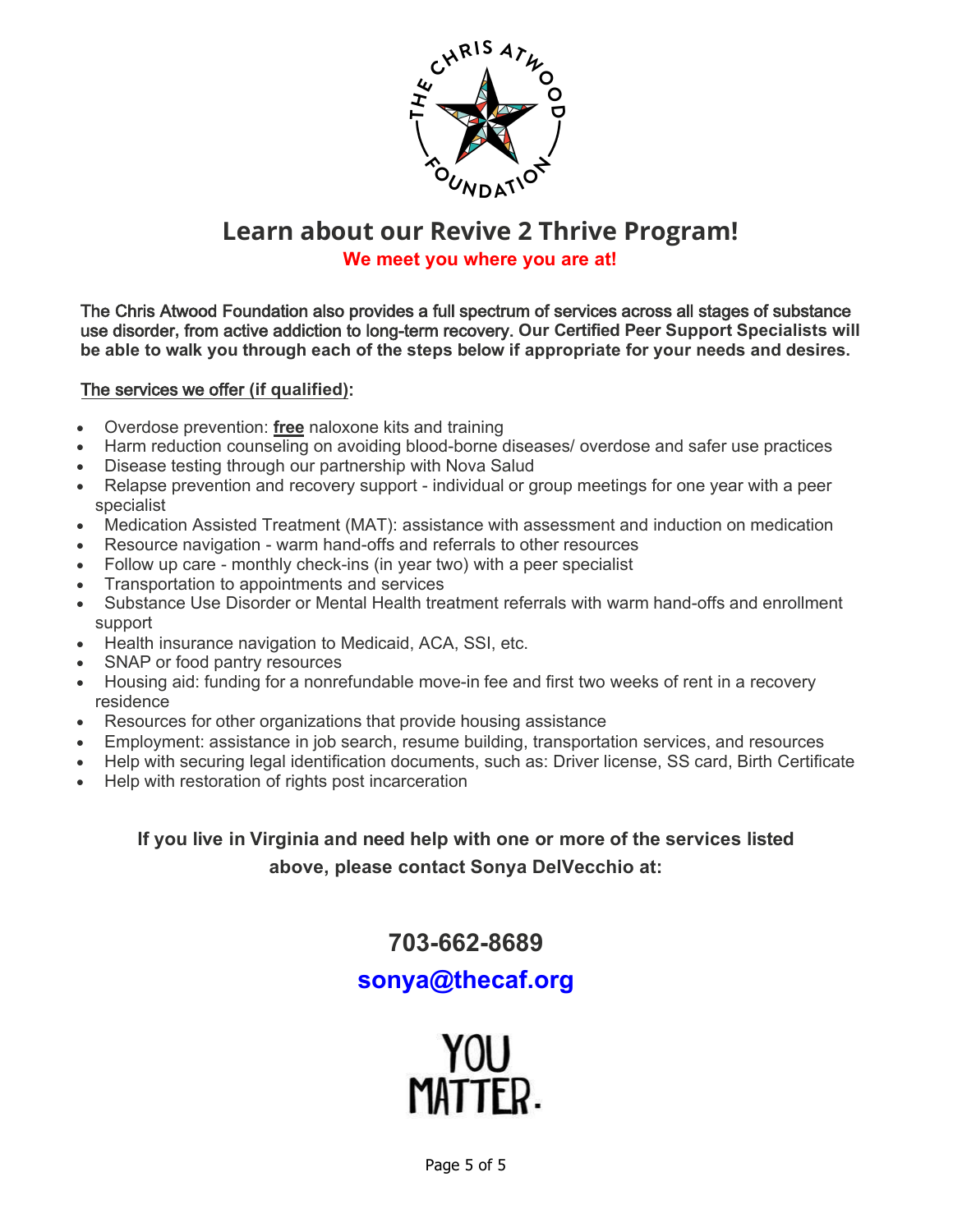# Learn about our Revive 2 Thrive Program!

**We meet you where you are at!**

The Chris Atwood Foundation also provides a full spectrum of services across all stages of substance use disorder, from active addiction to long-term recovery. **Our Certified Peer Support Specialists will be able to walk you through each of the steps below if appropriate for your needs and desires.**

The services we offer (if qualified):

- Overdose prevention: **free** naloxone kits and training
- Harm reduction counseling on avoiding blood-borne diseases/ overdose and safer use practices
- Disease testing through our partnership with Nova Salud
- Relapse prevention and recovery support - individual or group meetings for one year with a peer specialist
- Medication Assisted Treatment (MAT): assistance with assessment and induction on medication
- Resource navigation - warm hand-offs and referrals to other resources
- Follow up care - monthly check-ins (in year two) with a peer specialist
- Transportation to appointments and services
- Substance Use Disorder or Mental Health treatment referrals with warm hand-offs and enrollment support
- Health insurance navigation to Medicaid, ACA, SSI, etc.
- SNAP or food pantry resources
- Housing aid: funding for a nonrefundable move-in fee and first two weeks of rent in a recovery residence
- Resources for other organizations that provide housing assistance
- Employment: assistance in job search, resume building, transportation services, and resources
- Help with securing legal identification documents, such as: Driver license, SS card, Birth Certificate
- Help with restoration of rights post incarceration

**If you live in Virginia and need help with one or more of the services listed above, please contact Sonya DelVecchio at:**

**703-662-8689**

**sonya@thecaf.org**

YOU MATTER.